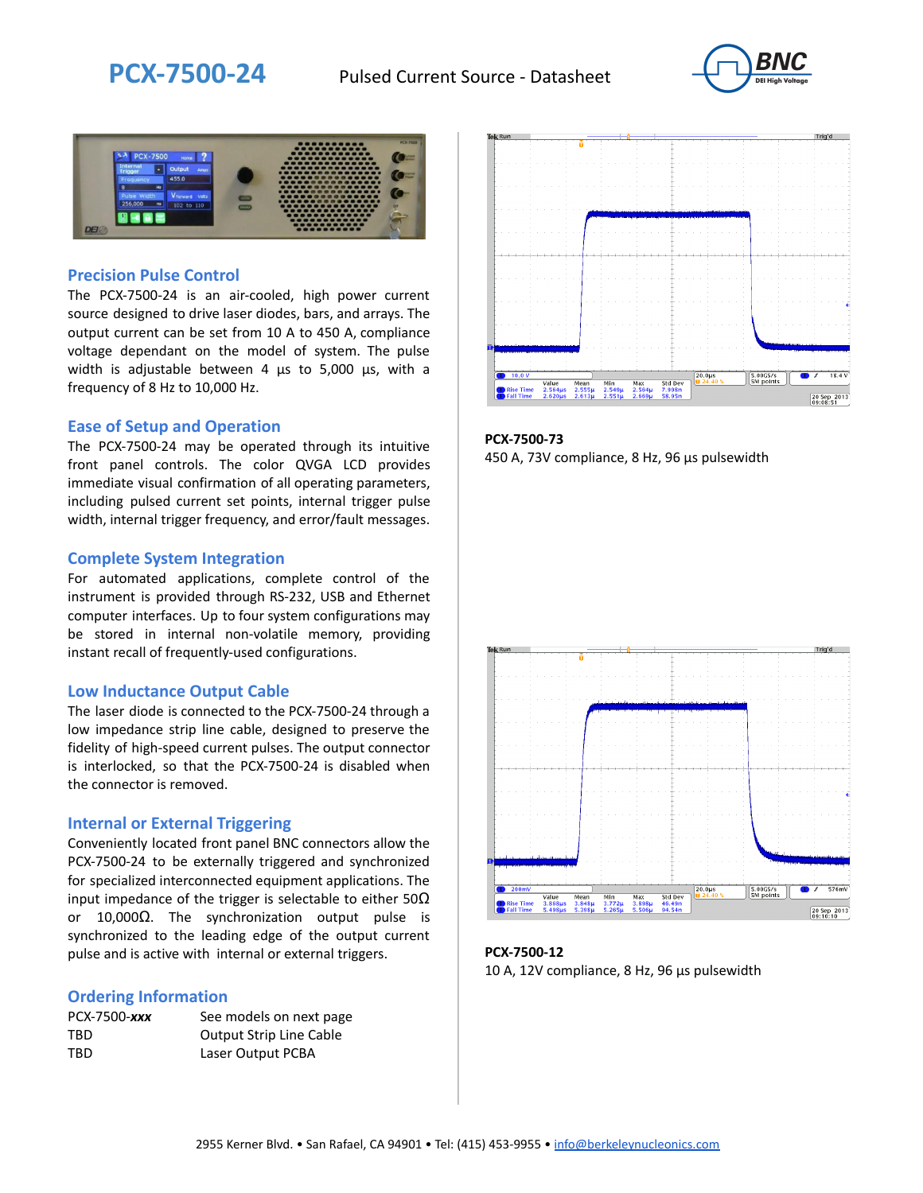# PCX-7500-24

Pulsed Current Source - Datasheet

## Precision Pulse Control

The PCX-7500-24 is an air-cooled, high power current source designed to drive laser diodes, bars, and arrays. The output current can be set from 10 A to 450 A, compliance voltage dependant on the model of system. The pulse width is adjustable between 4 µs to 5,000 µs, with a frequency of 8 Hz to 10,000 Hz.

## Ease of Setup and Operation

The PCX-7500-24 may be operated through its intuitive front panel controls. The color QVGA LCD provides immediate visual confirmation of all operating parameters, including pulsed current set points, internal trigger pulse width, internal trigger frequency, and error/fault messages.

## Complete System Integration

For automated applications, complete control of the instrument is provided through RS-232, USB and Ethernet computer interfaces. Up to four system configurations may be stored in internal non-volatile memory, providing instant recall of frequently-used configurations.

## Low Inductance Output Cable

The laser diode is connected to the PCX-7500-24 through a low impedance strip line cable, designed to preserve the fidelity of high-speed current pulses. The output connector is interlocked, so that the PCX-7500-24 is disabled when the connector is removed.

## Internal or External Triggering

Conveniently located front panel BNC connectors allow the PCX-7500-24 to be externally triggered and synchronized for specialized interconnected equipment applications. The input impedance of the trigger is selectable to either 50Ω or 10,000Ω. The synchronization output pulse is synchronized to the leading edge of the output current pulse and is active with internal or external triggers.

## Ordering Information

| | |
|---|---|
| PCX-7500-***xxx*** | See models on next page |
| TBD | Output Strip Line Cable |
| TBD | Laser Output PCBA |

**PCX-7500-73**
450 A, 73V compliance, 8 Hz, 96 µs pulsewidth

**PCX-7500-12**
10 A, 12V compliance, 8 Hz, 96 µs pulsewidth

2955 Kerner Blvd. • San Rafael, CA 94901 • Tel: (415) 453-9955 • info@berkeleynucleonics.com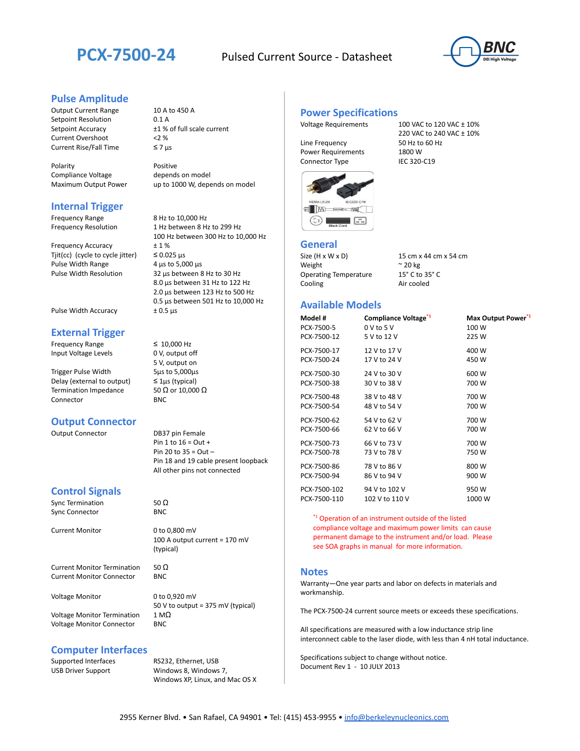# PCX-7500-24

Pulsed Current Source - Datasheet

## Pulse Amplitude

| | |
|---|---|
| Output Current Range | 10 A to 450 A |
| Setpoint Resolution | 0.1 A |
| Setpoint Accuracy | ±1 % of full scale current |
| Current Overshoot | <2 % |
| Current Rise/Fall Time | ≤ 7 µs |
| Polarity | Positive |
| Compliance Voltage | depends on model |
| Maximum Output Power | up to 1000 W, depends on model |

## Internal Trigger

| | |
|---|---|
| Frequency Range | 8 Hz to 10,000 Hz |
| Frequency Resolution | 1 Hz between 8 Hz to 299 Hz<br>100 Hz between 300 Hz to 10,000 Hz |
| Frequency Accuracy | ± 1 % |
| Tjit(cc) (cycle to cycle jitter) | ≤ 0.025 µs |
| Pulse Width Range | 4 µs to 5,000 µs |
| Pulse Width Resolution | 32 µs between 8 Hz to 30 Hz<br>8.0 µs between 31 Hz to 122 Hz<br>2.0 µs between 123 Hz to 500 Hz<br>0.5 µs between 501 Hz to 10,000 Hz |
| Pulse Width Accuracy | ± 0.5 µs |

## External Trigger

| | |
|---|---|
| Frequency Range | ≤ 10,000 Hz |
| Input Voltage Levels | 0 V, output off<br>5 V, output on |
| Trigger Pulse Width | 5µs to 5,000µs |
| Delay (external to output) | ≤ 1µs (typical) |
| Termination Impedance | 50 Ω or 10,000 Ω |
| Connector | BNC |

## Output Connector

| | |
|---|---|
| Output Connector | DB37 pin Female<br>Pin 1 to 16 = Out +<br>Pin 20 to 35 = Out –<br>Pin 18 and 19 cable present loopback<br>All other pins not connected |

## Control Signals

| | |
|---|---|
| Sync Termination | 50 Ω |
| Sync Connector | BNC |
| Current Monitor | 0 to 0,800 mV<br>100 A output current = 170 mV (typical) |
| Current Monitor Termination | 50 Ω |
| Current Monitor Connector | BNC |
| Voltage Monitor | 0 to 0,920 mV<br>50 V to output = 375 mV (typical) |
| Voltage Monitor Termination | 1 MΩ |
| Voltage Monitor Connector | BNC |

## Computer Interfaces

| | |
|---|---|
| Supported Interfaces | RS232, Ethernet, USB |
| USB Driver Support | Windows 8, Windows 7,<br>Windows XP, Linux, and Mac OS X |

## Power Specifications

| | |
|---|---|
| Voltage Requirements | 100 VAC to 120 VAC ± 10%<br>220 VAC to 240 VAC ± 10% |
| Line Frequency | 50 Hz to 60 Hz |
| Power Requirements | 1800 W |
| Connector Type | IEC 320-C19 |

NEMA L5-20 IEC320 C19

Black Cord

## General

| | |
|---|---|
| Size (H x W x D) | 15 cm x 44 cm x 54 cm |
| Weight | ~ 20 kg |
| Operating Temperature | 15° C to 35° C |
| Cooling | Air cooled |

## Available Models

| Model # | Compliance Voltage[*1] | Max Output Power[*1] |
|---|---|---|
| PCX-7500-5 | 0 V to 5 V | 100 W |
| PCX-7500-12 | 5 V to 12 V | 225 W |
| PCX-7500-17 | 12 V to 17 V | 400 W |
| PCX-7500-24 | 17 V to 24 V | 450 W |
| PCX-7500-30 | 24 V to 30 V | 600 W |
| PCX-7500-38 | 30 V to 38 V | 700 W |
| PCX-7500-48 | 38 V to 48 V | 700 W |
| PCX-7500-54 | 48 V to 54 V | 700 W |
| PCX-7500-62 | 54 V to 62 V | 700 W |
| PCX-7500-66 | 62 V to 66 V | 700 W |
| PCX-7500-73 | 66 V to 73 V | 700 W |
| PCX-7500-78 | 73 V to 78 V | 750 W |
| PCX-7500-86 | 78 V to 86 V | 800 W |
| PCX-7500-94 | 86 V to 94 V | 900 W |
| PCX-7500-102 | 94 V to 102 V | 950 W |
| PCX-7500-110 | 102 V to 110 V | 1000 W |

[*1] Operation of an instrument outside of the listed compliance voltage and maximum power limits can cause permanent damage to the instrument and/or load. Please see SOA graphs in manual for more information.

## Notes

Warranty—One year parts and labor on defects in materials and workmanship.

The PCX-7500-24 current source meets or exceeds these specifications.

All specifications are measured with a low inductance strip line interconnect cable to the laser diode, with less than 4 nH total inductance.

Specifications subject to change without notice.
Document Rev 1 - 10 JULY 2013

2955 Kerner Blvd. • San Rafael, CA 94901 • Tel: (415) 453-9955 • info@berkeleynucleonics.com